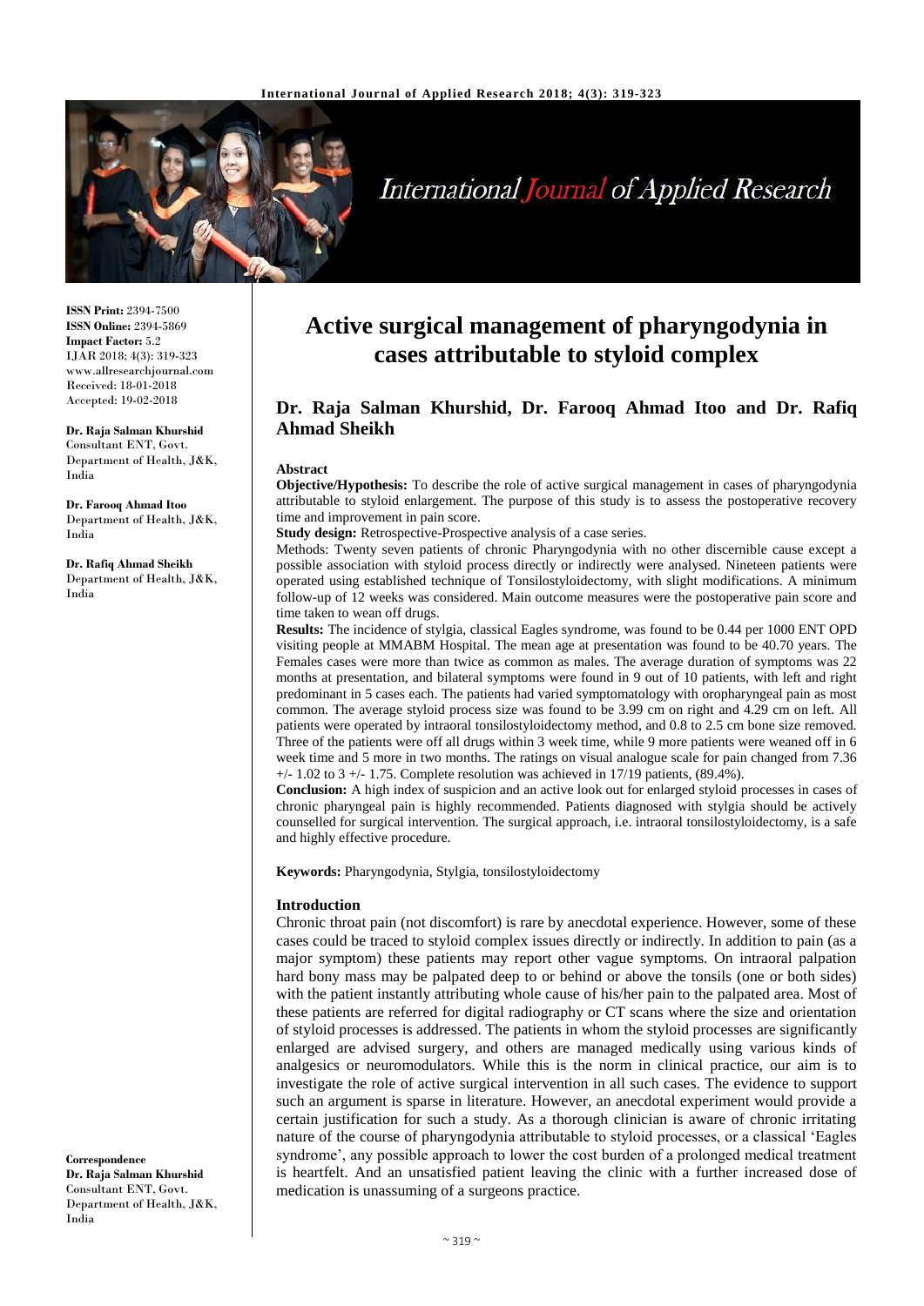# Active surgical management of pharyngodynia in cases attributable to styloid complex

**Dr. Raja Salman Khurshid, Dr. Farooq Ahmad Itoo and Dr. Rafiq Ahmad Sheikh**

**ISSN Print:** 2394-7500
**ISSN Online:** 2394-5869
**Impact Factor:** 5.2
IJAR 2018; 4(3): 319-323
www.allresearchjournal.com
Received: 18-01-2018
Accepted: 19-02-2018

**Dr. Raja Salman Khurshid**
Consultant ENT, Govt. Department of Health, J&K, India

**Dr. Farooq Ahmad Itoo**
Department of Health, J&K, India

**Dr. Rafiq Ahmad Sheikh**
Department of Health, J&K, India

**Correspondence**
**Dr. Raja Salman Khurshid**
Consultant ENT, Govt. Department of Health, J&K, India

## Abstract

**Objective/Hypothesis:** To describe the role of active surgical management in cases of pharyngodynia attributable to styloid enlargement. The purpose of this study is to assess the postoperative recovery time and improvement in pain score.

**Study design:** Retrospective-Prospective analysis of a case series.

Methods: Twenty seven patients of chronic Pharyngodynia with no other discernible cause except a possible association with styloid process directly or indirectly were analysed. Nineteen patients were operated using established technique of Tonsilostyloidectomy, with slight modifications. A minimum follow-up of 12 weeks was considered. Main outcome measures were the postoperative pain score and time taken to wean off drugs.

**Results:** The incidence of stylgia, classical Eagles syndrome, was found to be 0.44 per 1000 ENT OPD visiting people at MMABM Hospital. The mean age at presentation was found to be 40.70 years. The Females cases were more than twice as common as males. The average duration of symptoms was 22 months at presentation, and bilateral symptoms were found in 9 out of 10 patients, with left and right predominant in 5 cases each. The patients had varied symptomatology with oropharyngeal pain as most common. The average styloid process size was found to be 3.99 cm on right and 4.29 cm on left. All patients were operated by intraoral tonsilostyloidectomy method, and 0.8 to 2.5 cm bone size removed. Three of the patients were off all drugs within 3 week time, while 9 more patients were weaned off in 6 week time and 5 more in two months. The ratings on visual analogue scale for pain changed from 7.36 +/- 1.02 to 3 +/- 1.75. Complete resolution was achieved in 17/19 patients, (89.4%).

**Conclusion:** A high index of suspicion and an active look out for enlarged styloid processes in cases of chronic pharyngeal pain is highly recommended. Patients diagnosed with stylgia should be actively counselled for surgical intervention. The surgical approach, i.e. intraoral tonsilostyloidectomy, is a safe and highly effective procedure.

**Keywords:** Pharyngodynia, Stylgia, tonsilostyloidectomy

## Introduction

Chronic throat pain (not discomfort) is rare by anecdotal experience. However, some of these cases could be traced to styloid complex issues directly or indirectly. In addition to pain (as a major symptom) these patients may report other vague symptoms. On intraoral palpation hard bony mass may be palpated deep to or behind or above the tonsils (one or both sides) with the patient instantly attributing whole cause of his/her pain to the palpated area. Most of these patients are referred for digital radiography or CT scans where the size and orientation of styloid processes is addressed. The patients in whom the styloid processes are significantly enlarged are advised surgery, and others are managed medically using various kinds of analgesics or neuromodulators. While this is the norm in clinical practice, our aim is to investigate the role of active surgical intervention in all such cases. The evidence to support such an argument is sparse in literature. However, an anecdotal experiment would provide a certain justification for such a study. As a thorough clinician is aware of chronic irritating nature of the course of pharyngodynia attributable to styloid processes, or a classical 'Eagles syndrome', any possible approach to lower the cost burden of a prolonged medical treatment is heartfelt. And an unsatisfied patient leaving the clinic with a further increased dose of medication is unassuming of a surgeons practice.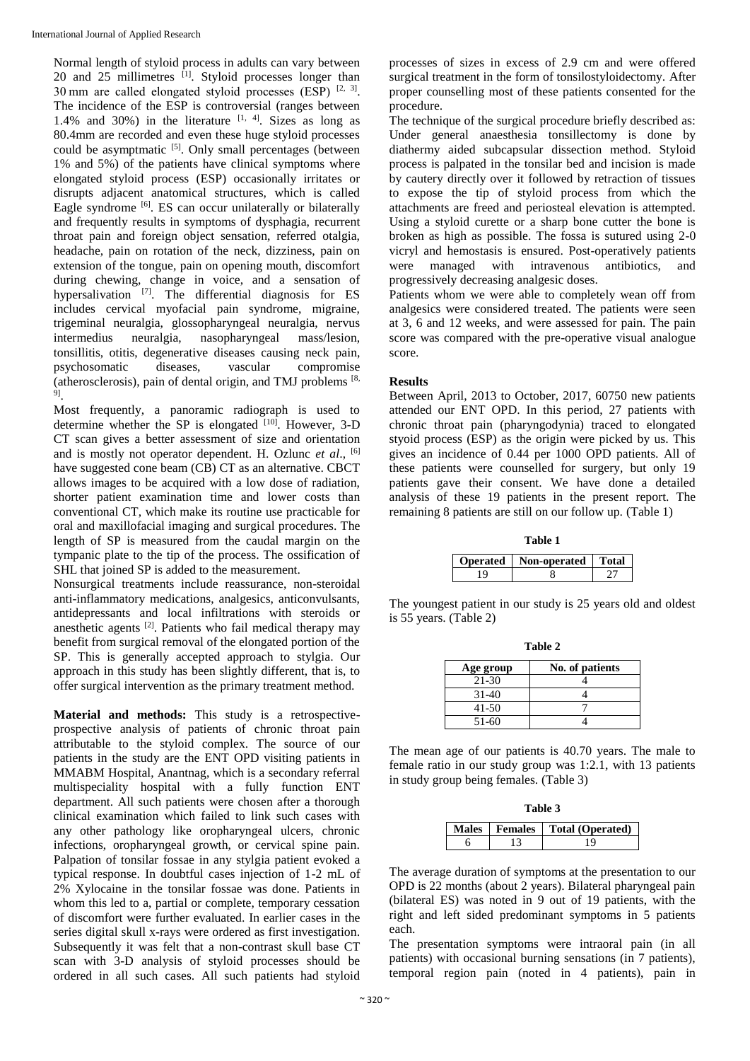Normal length of styloid process in adults can vary between 20 and 25 millimetres [1]. Styloid processes longer than 30 mm are called elongated styloid processes (ESP) [2, 3]. The incidence of the ESP is controversial (ranges between 1.4% and 30%) in the literature [1, 4]. Sizes as long as 80.4mm are recorded and even these huge styloid processes could be asymptmatic [5]. Only small percentages (between 1% and 5%) of the patients have clinical symptoms where elongated styloid process (ESP) occasionally irritates or disrupts adjacent anatomical structures, which is called Eagle syndrome [6]. ES can occur unilaterally or bilaterally and frequently results in symptoms of dysphagia, recurrent throat pain and foreign object sensation, referred otalgia, headache, pain on rotation of the neck, dizziness, pain on extension of the tongue, pain on opening mouth, discomfort during chewing, change in voice, and a sensation of hypersalivation [7]. The differential diagnosis for ES includes cervical myofacial pain syndrome, migraine, trigeminal neuralgia, glossopharyngeal neuralgia, nervus intermedius neuralgia, nasopharyngeal mass/lesion, tonsillitis, otitis, degenerative diseases causing neck pain, psychosomatic diseases, vascular compromise (atherosclerosis), pain of dental origin, and TMJ problems [8, 9].

Most frequently, a panoramic radiograph is used to determine whether the SP is elongated [10]. However, 3-D CT scan gives a better assessment of size and orientation and is mostly not operator dependent. H. Ozlunc *et al*., [6] have suggested cone beam (CB) CT as an alternative. CBCT allows images to be acquired with a low dose of radiation, shorter patient examination time and lower costs than conventional CT, which make its routine use practicable for oral and maxillofacial imaging and surgical procedures. The length of SP is measured from the caudal margin on the tympanic plate to the tip of the process. The ossification of SHL that joined SP is added to the measurement.

Nonsurgical treatments include reassurance, non-steroidal anti-inflammatory medications, analgesics, anticonvulsants, antidepressants and local infiltrations with steroids or anesthetic agents [2]. Patients who fail medical therapy may benefit from surgical removal of the elongated portion of the SP. This is generally accepted approach to stylgia. Our approach in this study has been slightly different, that is, to offer surgical intervention as the primary treatment method.

**Material and methods:** This study is a retrospective-prospective analysis of patients of chronic throat pain attributable to the styloid complex. The source of our patients in the study are the ENT OPD visiting patients in MMABM Hospital, Anantnag, which is a secondary referral multispeciality hospital with a fully function ENT department. All such patients were chosen after a thorough clinical examination which failed to link such cases with any other pathology like oropharyngeal ulcers, chronic infections, oropharyngeal growth, or cervical spine pain. Palpation of tonsilar fossae in any stylgia patient evoked a typical response. In doubtful cases injection of 1-2 mL of 2% Xylocaine in the tonsilar fossae was done. Patients in whom this led to a, partial or complete, temporary cessation of discomfort were further evaluated. In earlier cases in the series digital skull x-rays were ordered as first investigation. Subsequently it was felt that a non-contrast skull base CT scan with 3-D analysis of styloid processes should be ordered in all such cases. All such patients had styloid processes of sizes in excess of 2.9 cm and were offered surgical treatment in the form of tonsilostyloidectomy. After proper counselling most of these patients consented for the procedure.

The technique of the surgical procedure briefly described as: Under general anaesthesia tonsillectomy is done by diathermy aided subcapsular dissection method. Styloid process is palpated in the tonsilar bed and incision is made by cautery directly over it followed by retraction of tissues to expose the tip of styloid process from which the attachments are freed and periosteal elevation is attempted. Using a styloid curette or a sharp bone cutter the bone is broken as high as possible. The fossa is sutured using 2-0 vicryl and hemostasis is ensured. Post-operatively patients were managed with intravenous antibiotics, and progressively decreasing analgesic doses.

Patients whom we were able to completely wean off from analgesics were considered treated. The patients were seen at 3, 6 and 12 weeks, and were assessed for pain. The pain score was compared with the pre-operative visual analogue score.

## Results

Between April, 2013 to October, 2017, 60750 new patients attended our ENT OPD. In this period, 27 patients with chronic throat pain (pharyngodynia) traced to elongated styoid process (ESP) as the origin were picked by us. This gives an incidence of 0.44 per 1000 OPD patients. All of these patients were counselled for surgery, but only 19 patients gave their consent. We have done a detailed analysis of these 19 patients in the present report. The remaining 8 patients are still on our follow up. (Table 1)

**Table 1**

| Operated | Non-operated | Total |
|---|---|---|
| 19 | 8 | 27 |

The youngest patient in our study is 25 years old and oldest is 55 years. (Table 2)

**Table 2**

| Age group | No. of patients |
|---|---|
| 21-30 | 4 |
| 31-40 | 4 |
| 41-50 | 7 |
| 51-60 | 4 |

The mean age of our patients is 40.70 years. The male to female ratio in our study group was 1:2.1, with 13 patients in study group being females. (Table 3)

**Table 3**

| Males | Females | Total (Operated) |
|---|---|---|
| 6 | 13 | 19 |

The average duration of symptoms at the presentation to our OPD is 22 months (about 2 years). Bilateral pharyngeal pain (bilateral ES) was noted in 9 out of 19 patients, with the right and left sided predominant symptoms in 5 patients each.

The presentation symptoms were intraoral pain (in all patients) with occasional burning sensations (in 7 patients), temporal region pain (noted in 4 patients), pain in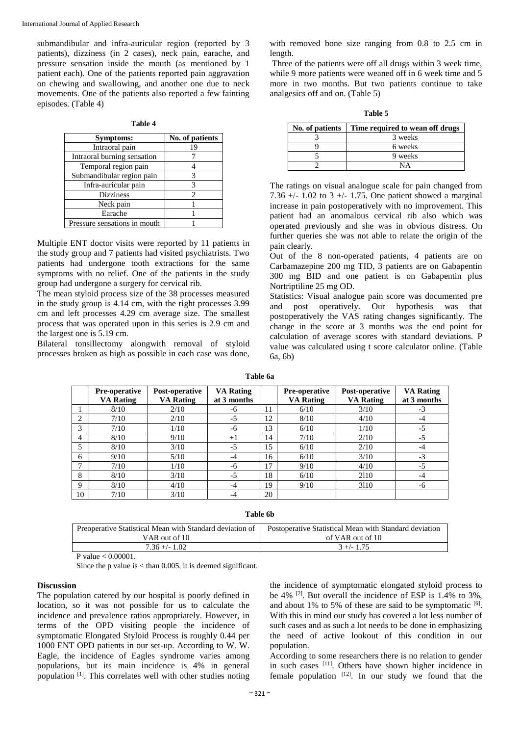submandibular and infra-auricular region (reported by 3 patients), dizziness (in 2 cases), neck pain, earache, and pressure sensation inside the mouth (as mentioned by 1 patient each). One of the patients reported pain aggravation on chewing and swallowing, and another one due to neck movements. One of the patients also reported a few fainting episodes. (Table 4)

**Table 4**

| Symptoms: | No. of patients |
|---|---|
| Intraoral pain | 19 |
| Intraoral burning sensation | 7 |
| Temporal region pain | 4 |
| Submandibular region pain | 3 |
| Infra-auricular pain | 3 |
| Dizziness | 2 |
| Neck pain | 1 |
| Earache | 1 |
| Pressure sensations in mouth | 1 |

Multiple ENT doctor visits were reported by 11 patients in the study group and 7 patients had visited psychiatrists. Two patients had undergone tooth extractions for the same symptoms with no relief. One of the patients in the study group had undergone a surgery for cervical rib.

The mean styloid process size of the 38 processes measured in the study group is 4.14 cm, with the right processes 3.99 cm and left processes 4.29 cm average size. The smallest process that was operated upon in this series is 2.9 cm and the largest one is 5.19 cm.

Bilateral tonsillectomy alongwith removal of styloid processes broken as high as possible in each case was done, with removed bone size ranging from 0.8 to 2.5 cm in length.

Three of the patients were off all drugs within 3 week time, while 9 more patients were weaned off in 6 week time and 5 more in two months. But two patients continue to take analgesics off and on. (Table 5)

**Table 5**

| No. of patients | Time required to wean off drugs |
|---|---|
| 3 | 3 weeks |
| 9 | 6 weeks |
| 5 | 9 weeks |
| 2 | NA |

The ratings on visual analogue scale for pain changed from 7.36 +/- 1.02 to 3 +/- 1.75. One patient showed a marginal increase in pain postoperatively with no improvement. This patient had an anomalous cervical rib also which was operated previously and she was in obvious distress. On further queries she was not able to relate the origin of the pain clearly.

Out of the 8 non-operated patients, 4 patients are on Carbamazepine 200 mg TID, 3 patients are on Gabapentin 300 mg BID and one patient is on Gabapentin plus Nortriptiline 25 mg OD.

Statistics: Visual analogue pain score was documented pre and post operatively. Our hypothesis was that postoperatively the VAS rating changes significantly. The change in the score at 3 months was the end point for calculation of average scores with standard deviations. P value was calculated using t score calculator online. (Table 6a, 6b)

**Table 6a**

| | Pre-operative VA Rating | Post-operative VA Rating | VA Rating at 3 months | | Pre-operative VA Rating | Post-operative VA Rating | VA Rating at 3 months |
|---|---|---|---|---|---|---|---|
| 1 | 8/10 | 2/10 | -6 | 11 | 6/10 | 3/10 | -3 |
| 2 | 7/10 | 2/10 | -5 | 12 | 8/10 | 4/10 | -4 |
| 3 | 7/10 | 1/10 | -6 | 13 | 6/10 | 1/10 | -5 |
| 4 | 8/10 | 9/10 | +1 | 14 | 7/10 | 2/10 | -5 |
| 5 | 8/10 | 3/10 | -5 | 15 | 6/10 | 2/10 | -4 |
| 6 | 9/10 | 5/10 | -4 | 16 | 6/10 | 3/10 | -3 |
| 7 | 7/10 | 1/10 | -6 | 17 | 9/10 | 4/10 | -5 |
| 8 | 8/10 | 3/10 | -5 | 18 | 6/10 | 2l10 | -4 |
| 9 | 8/10 | 4/10 | -4 | 19 | 9/10 | 3l10 | -6 |
| 10 | 7/10 | 3/10 | -4 | 20 | | | |

**Table 6b**

| Preoperative Statistical Mean with Standard deviation of VAR out of 10 | Postoperative Statistical Mean with Standard deviation of VAR out of 10 |
|---|---|
| 7.36 +/- 1.02 | 3 +/- 1.75 |

P value < 0.00001.

Since the p value is < than 0.005, it is deemed significant.

## Discussion

The population catered by our hospital is poorly defined in location, so it was not possible for us to calculate the incidence and prevalence ratios appropriately. However, in terms of the OPD visiting people the incidence of symptomatic Elongated Styloid Process is roughly 0.44 per 1000 ENT OPD patients in our set-up. According to W. W. Eagle, the incidence of Eagles syndrome varies among populations, but its main incidence is 4% in general population [1]. This correlates well with other studies noting the incidence of symptomatic elongated styloid process to be 4% [2]. But overall the incidence of ESP is 1.4% to 3%, and about 1% to 5% of these are said to be symptomatic [6]. With this in mind our study has covered a lot less number of such cases and as such a lot needs to be done in emphasizing the need of active lookout of this condition in our population.

According to some researchers there is no relation to gender in such cases [11]. Others have shown higher incidence in female population [12]. In our study we found that the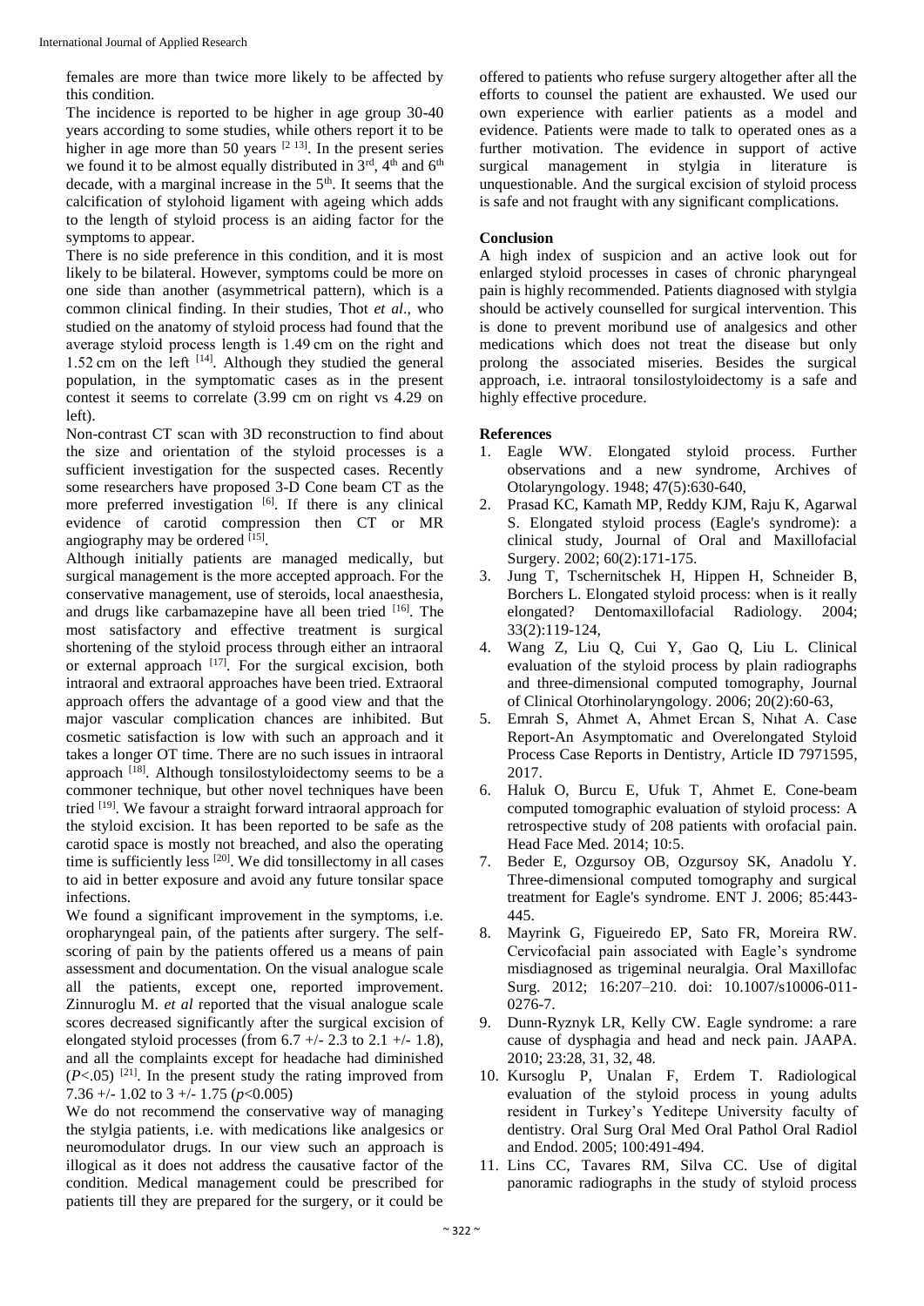females are more than twice more likely to be affected by this condition.

The incidence is reported to be higher in age group 30-40 years according to some studies, while others report it to be higher in age more than 50 years [2 13]. In the present series we found it to be almost equally distributed in 3rd, 4th and 6th decade, with a marginal increase in the 5th. It seems that the calcification of stylohoid ligament with ageing which adds to the length of styloid process is an aiding factor for the symptoms to appear.

There is no side preference in this condition, and it is most likely to be bilateral. However, symptoms could be more on one side than another (asymmetrical pattern), which is a common clinical finding. In their studies, Thot *et al*., who studied on the anatomy of styloid process had found that the average styloid process length is 1.49 cm on the right and 1.52 cm on the left [14]. Although they studied the general population, in the symptomatic cases as in the present contest it seems to correlate (3.99 cm on right vs 4.29 on left).

Non-contrast CT scan with 3D reconstruction to find about the size and orientation of the styloid processes is a sufficient investigation for the suspected cases. Recently some researchers have proposed 3-D Cone beam CT as the more preferred investigation [6]. If there is any clinical evidence of carotid compression then CT or MR angiography may be ordered [15].

Although initially patients are managed medically, but surgical management is the more accepted approach. For the conservative management, use of steroids, local anaesthesia, and drugs like carbamazepine have all been tried [16]. The most satisfactory and effective treatment is surgical shortening of the styloid process through either an intraoral or external approach [17]. For the surgical excision, both intraoral and extraoral approaches have been tried. Extraoral approach offers the advantage of a good view and that the major vascular complication chances are inhibited. But cosmetic satisfaction is low with such an approach and it takes a longer OT time. There are no such issues in intraoral approach [18]. Although tonsilostyloidectomy seems to be a commoner technique, but other novel techniques have been tried [19]. We favour a straight forward intraoral approach for the styloid excision. It has been reported to be safe as the carotid space is mostly not breached, and also the operating time is sufficiently less [20]. We did tonsillectomy in all cases to aid in better exposure and avoid any future tonsilar space infections.

We found a significant improvement in the symptoms, i.e. oropharyngeal pain, of the patients after surgery. The self-scoring of pain by the patients offered us a means of pain assessment and documentation. On the visual analogue scale all the patients, except one, reported improvement. Zinnuroglu M. *et al* reported that the visual analogue scale scores decreased significantly after the surgical excision of elongated styloid processes (from 6.7 +/- 2.3 to 2.1 +/- 1.8), and all the complaints except for headache had diminished ($P$<.05) [21]. In the present study the rating improved from 7.36 +/- 1.02 to 3 +/- 1.75 ($p$<0.005)

We do not recommend the conservative way of managing the stylgia patients, i.e. with medications like analgesics or neuromodulator drugs. In our view such an approach is illogical as it does not address the causative factor of the condition. Medical management could be prescribed for patients till they are prepared for the surgery, or it could be offered to patients who refuse surgery altogether after all the efforts to counsel the patient are exhausted. We used our own experience with earlier patients as a model and evidence. Patients were made to talk to operated ones as a further motivation. The evidence in support of active surgical management in stylgia in literature is unquestionable. And the surgical excision of styloid process is safe and not fraught with any significant complications.

## Conclusion

A high index of suspicion and an active look out for enlarged styloid processes in cases of chronic pharyngeal pain is highly recommended. Patients diagnosed with stylgia should be actively counselled for surgical intervention. This is done to prevent moribund use of analgesics and other medications which does not treat the disease but only prolong the associated miseries. Besides the surgical approach, i.e. intraoral tonsilostyloidectomy is a safe and highly effective procedure.

## References

1. Eagle WW. Elongated styloid process. Further observations and a new syndrome, Archives of Otolaryngology. 1948; 47(5):630-640,
2. Prasad KC, Kamath MP, Reddy KJM, Raju K, Agarwal S. Elongated styloid process (Eagle's syndrome): a clinical study, Journal of Oral and Maxillofacial Surgery. 2002; 60(2):171-175.
3. Jung T, Tschernitschek H, Hippen H, Schneider B, Borchers L. Elongated styloid process: when is it really elongated? Dentomaxillofacial Radiology. 2004; 33(2):119-124,
4. Wang Z, Liu Q, Cui Y, Gao Q, Liu L. Clinical evaluation of the styloid process by plain radiographs and three-dimensional computed tomography, Journal of Clinical Otorhinolaryngology. 2006; 20(2):60-63,
5. Emrah S, Ahmet A, Ahmet Ercan S, Nıhat A. Case Report-An Asymptomatic and Overelongated Styloid Process Case Reports in Dentistry, Article ID 7971595, 2017.
6. Haluk O, Burcu E, Ufuk T, Ahmet E. Cone-beam computed tomographic evaluation of styloid process: A retrospective study of 208 patients with orofacial pain. Head Face Med. 2014; 10:5.
7. Beder E, Ozgursoy OB, Ozgursoy SK, Anadolu Y. Three-dimensional computed tomography and surgical treatment for Eagle's syndrome. ENT J. 2006; 85:443-445.
8. Mayrink G, Figueiredo EP, Sato FR, Moreira RW. Cervicofacial pain associated with Eagle's syndrome misdiagnosed as trigeminal neuralgia. Oral Maxillofac Surg. 2012; 16:207–210. doi: 10.1007/s10006-011-0276-7.
9. Dunn-Ryznyk LR, Kelly CW. Eagle syndrome: a rare cause of dysphagia and head and neck pain. JAAPA. 2010; 23:28, 31, 32, 48.
10. Kursoglu P, Unalan F, Erdem T. Radiological evaluation of the styloid process in young adults resident in Turkey's Yeditepe University faculty of dentistry. Oral Surg Oral Med Oral Pathol Oral Radiol and Endod. 2005; 100:491-494.
11. Lins CC, Tavares RM, Silva CC. Use of digital panoramic radiographs in the study of styloid process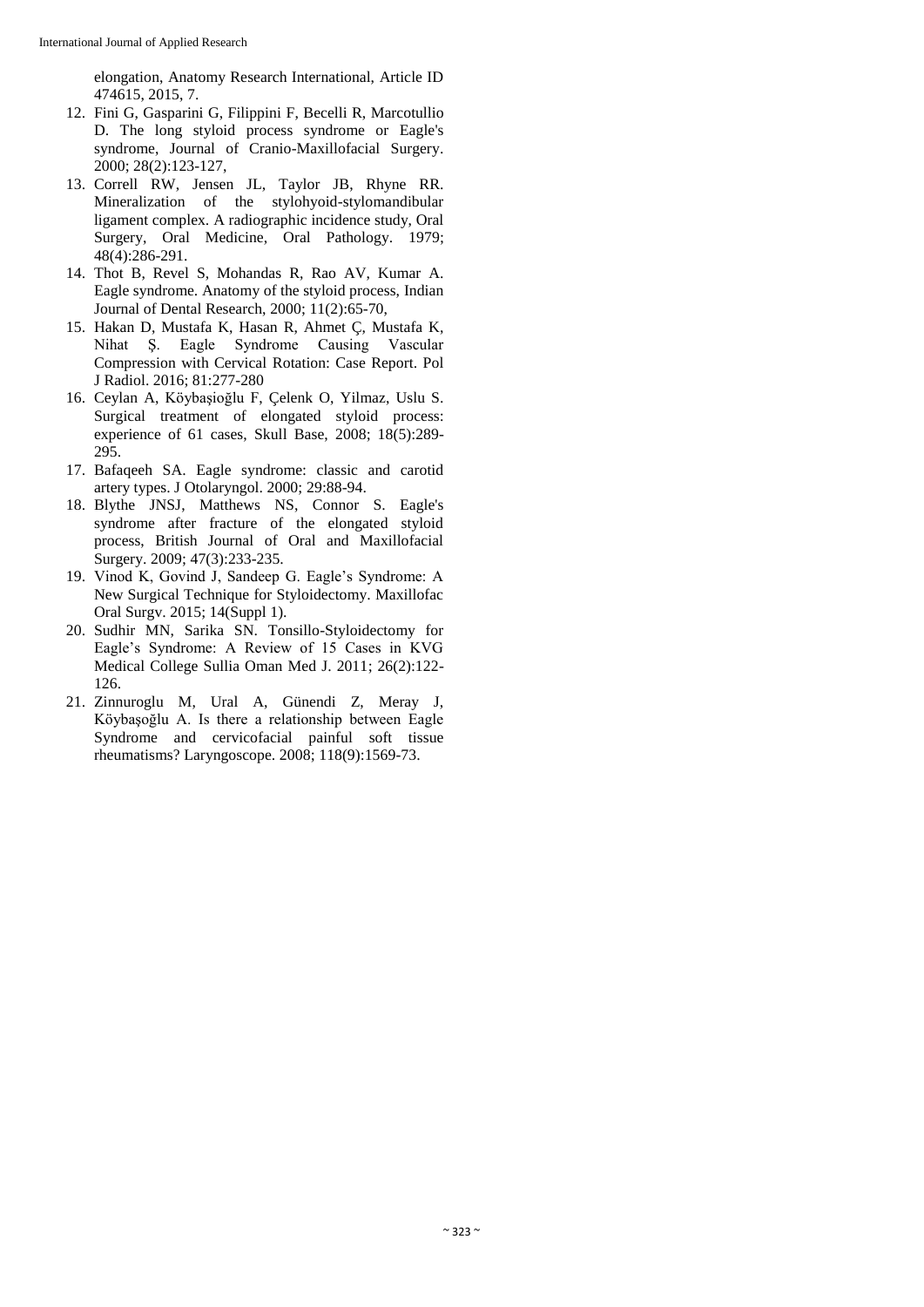elongation, Anatomy Research International, Article ID 474615, 2015, 7.

12. Fini G, Gasparini G, Filippini F, Becelli R, Marcotullio D. The long styloid process syndrome or Eagle's syndrome, Journal of Cranio-Maxillofacial Surgery. 2000; 28(2):123-127,
13. Correll RW, Jensen JL, Taylor JB, Rhyne RR. Mineralization of the stylohyoid-stylomandibular ligament complex. A radiographic incidence study, Oral Surgery, Oral Medicine, Oral Pathology. 1979; 48(4):286-291.
14. Thot B, Revel S, Mohandas R, Rao AV, Kumar A. Eagle syndrome. Anatomy of the styloid process, Indian Journal of Dental Research, 2000; 11(2):65-70,
15. Hakan D, Mustafa K, Hasan R, Ahmet Ç, Mustafa K, Nihat Ş. Eagle Syndrome Causing Vascular Compression with Cervical Rotation: Case Report. Pol J Radiol. 2016; 81:277-280
16. Ceylan A, Köybaşioğlu F, Çelenk O, Yilmaz, Uslu S. Surgical treatment of elongated styloid process: experience of 61 cases, Skull Base, 2008; 18(5):289-295.
17. Bafaqeeh SA. Eagle syndrome: classic and carotid artery types. J Otolaryngol. 2000; 29:88-94.
18. Blythe JNSJ, Matthews NS, Connor S. Eagle's syndrome after fracture of the elongated styloid process, British Journal of Oral and Maxillofacial Surgery. 2009; 47(3):233-235.
19. Vinod K, Govind J, Sandeep G. Eagle's Syndrome: A New Surgical Technique for Styloidectomy. Maxillofac Oral Surgv. 2015; 14(Suppl 1).
20. Sudhir MN, Sarika SN. Tonsillo-Styloidectomy for Eagle's Syndrome: A Review of 15 Cases in KVG Medical College Sullia Oman Med J. 2011; 26(2):122-126.
21. Zinnuroglu M, Ural A, Günendi Z, Meray J, Köybaşoğlu A. Is there a relationship between Eagle Syndrome and cervicofacial painful soft tissue rheumatisms? Laryngoscope. 2008; 118(9):1569-73.